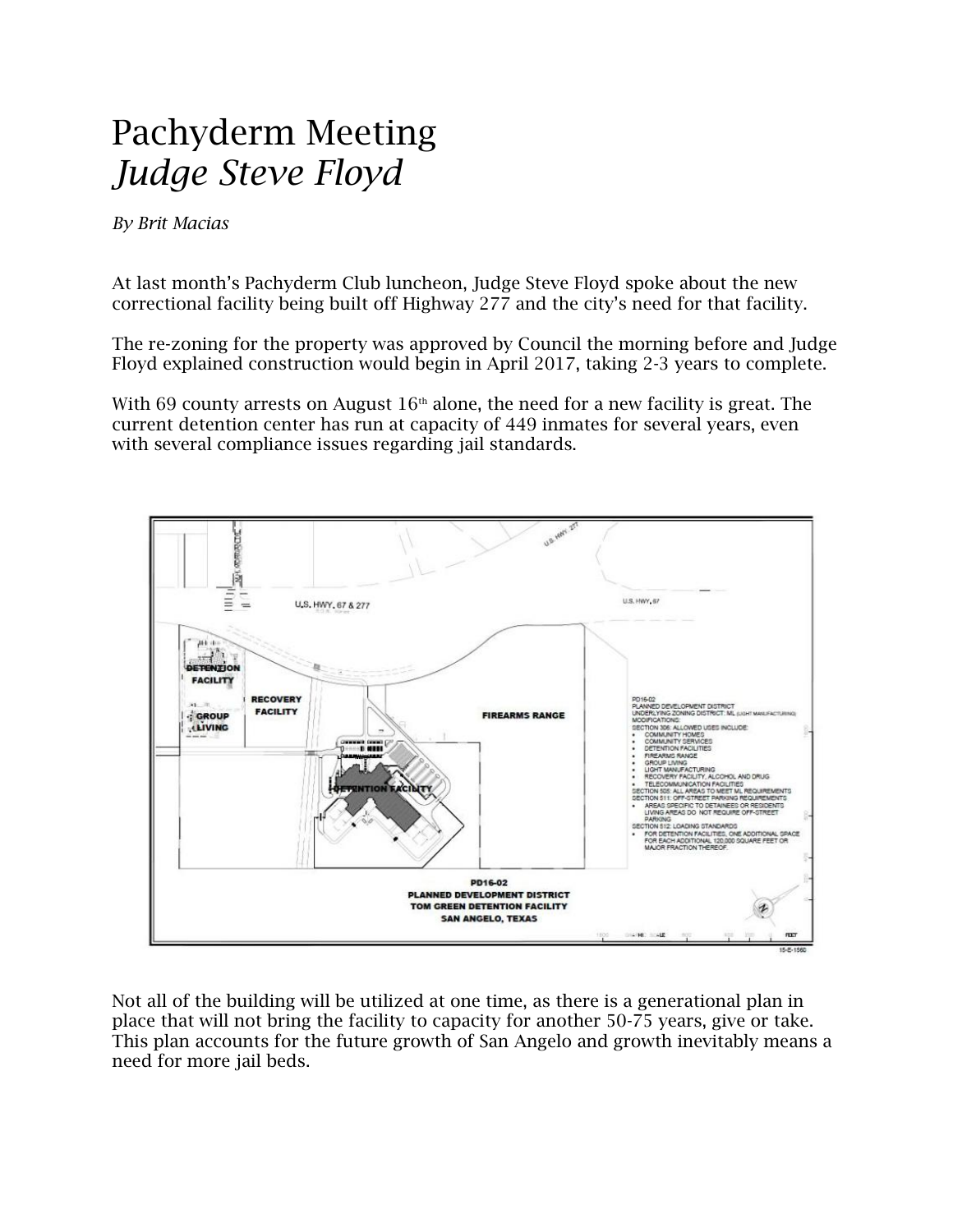# Pachyderm Meeting
## *Judge Steve Floyd*

*By Brit Macias*

At last month's Pachyderm Club luncheon, Judge Steve Floyd spoke about the new correctional facility being built off Highway 277 and the city's need for that facility.

The re-zoning for the property was approved by Council the morning before and Judge Floyd explained construction would begin in April 2017, taking 2-3 years to complete.

With 69 county arrests on August 16th alone, the need for a new facility is great. The current detention center has run at capacity of 449 inmates for several years, even with several compliance issues regarding jail standards.

Not all of the building will be utilized at one time, as there is a generational plan in place that will not bring the facility to capacity for another 50-75 years, give or take. This plan accounts for the future growth of San Angelo and growth inevitably means a need for more jail beds.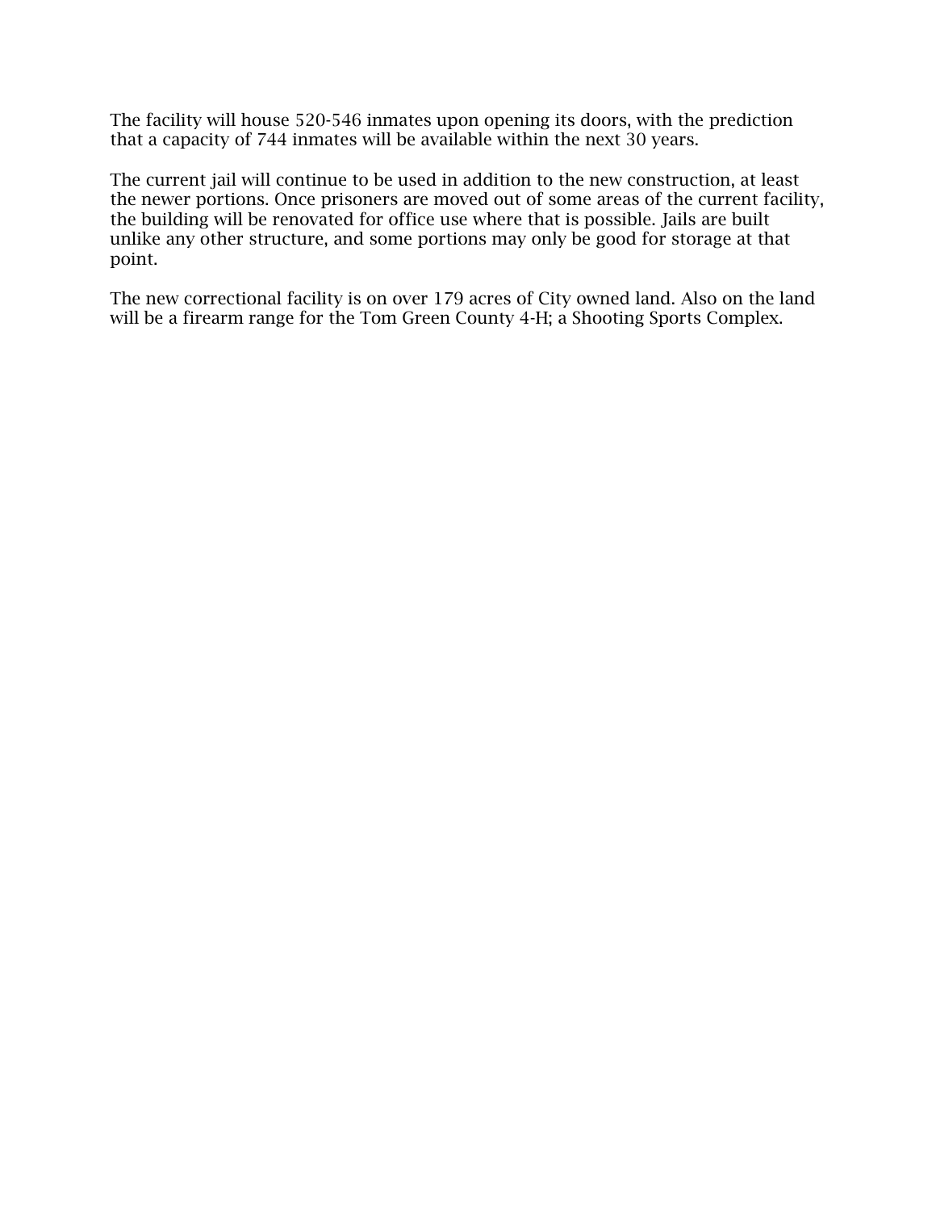The facility will house 520-546 inmates upon opening its doors, with the prediction that a capacity of 744 inmates will be available within the next 30 years.

The current jail will continue to be used in addition to the new construction, at least the newer portions. Once prisoners are moved out of some areas of the current facility, the building will be renovated for office use where that is possible. Jails are built unlike any other structure, and some portions may only be good for storage at that point.

The new correctional facility is on over 179 acres of City owned land. Also on the land will be a firearm range for the Tom Green County 4-H; a Shooting Sports Complex.